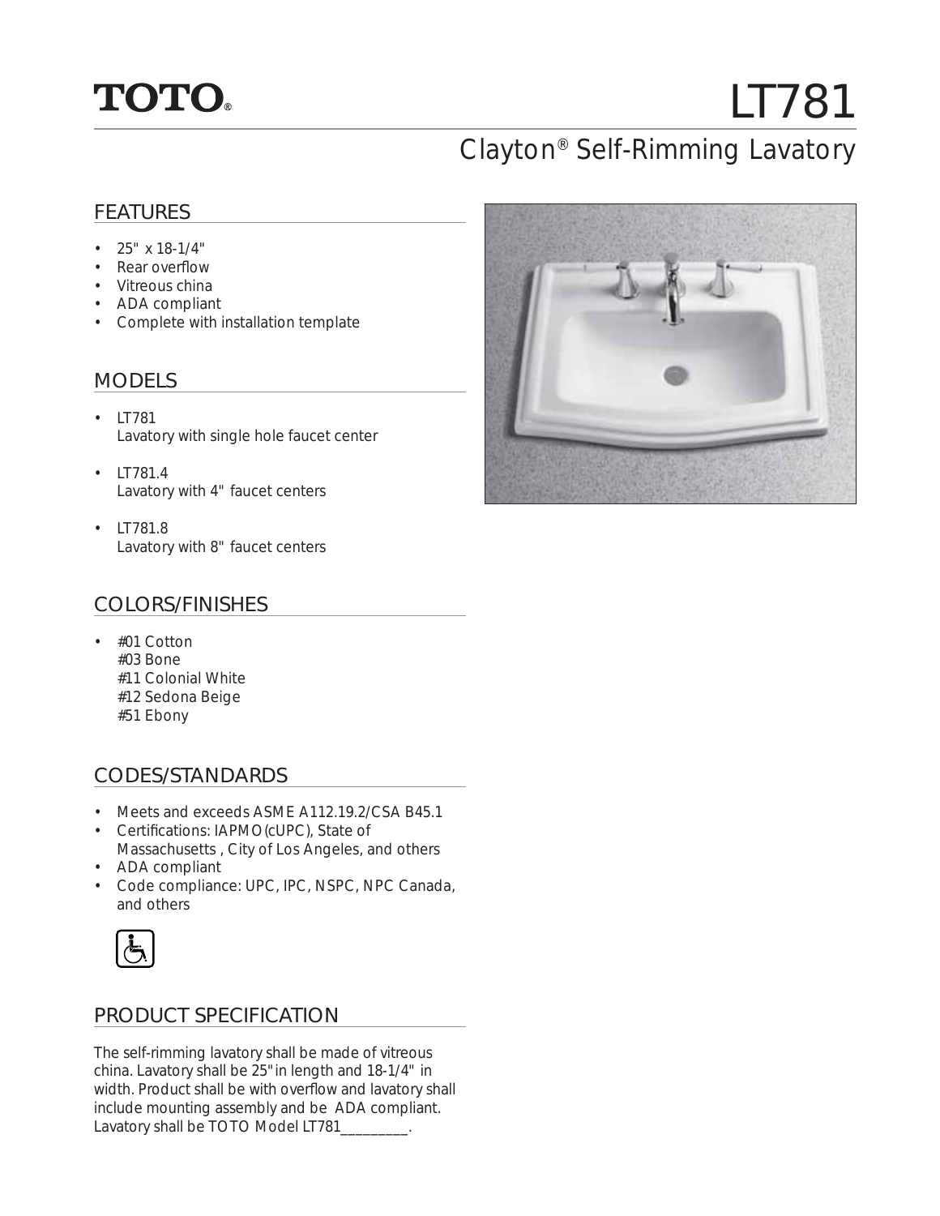TOTO®

# LT781

## Clayton® Self-Rimming Lavatory

### FEATURES

- 25" x 18-1/4"
- Rear overflow
- Vitreous china
- ADA compliant
- Complete with installation template

### MODELS

- LT781
  Lavatory with single hole faucet center
- LT781.4
  Lavatory with 4" faucet centers
- LT781.8
  Lavatory with 8" faucet centers

### COLORS/FINISHES

- #01 Cotton
  #03 Bone
  #11 Colonial White
  #12 Sedona Beige
  #51 Ebony

### CODES/STANDARDS

- Meets and exceeds ASME A112.19.2/CSA B45.1
- Certifications: IAPMO(cUPC), State of Massachusetts , City of Los Angeles, and others
- ADA compliant
- Code compliance: UPC, IPC, NSPC, NPC Canada, and others

### PRODUCT SPECIFICATION

The self-rimming lavatory shall be made of vitreous china. Lavatory shall be 25" in length and 18-1/4" in width. Product shall be with overflow and lavatory shall include mounting assembly and be ADA compliant. Lavatory shall be TOTO Model LT781_________.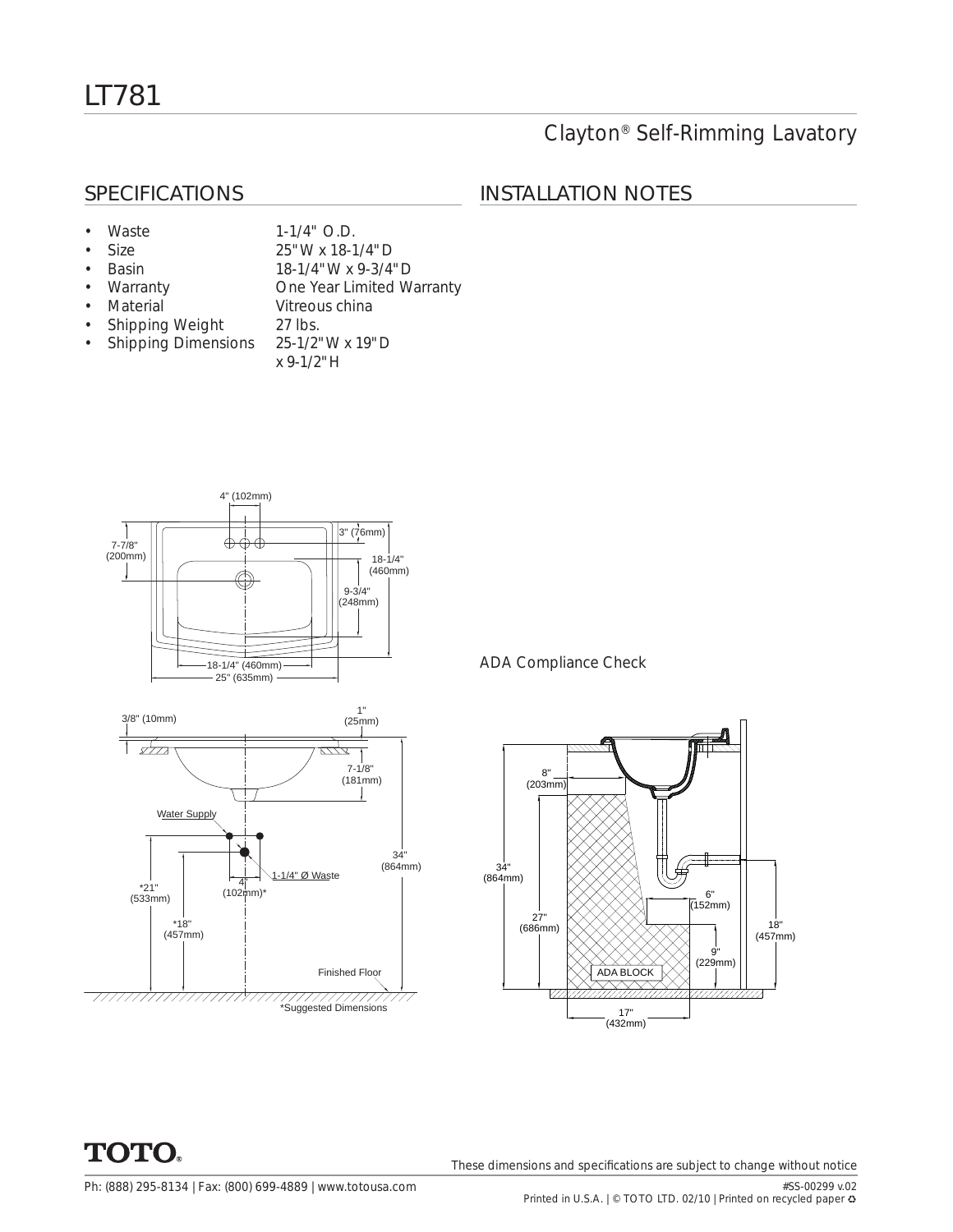# LT781

## Clayton® Self-Rimming Lavatory

## SPECIFICATIONS

- Waste — 1-1/4" O.D.
- Size — 25" W x 18-1/4" D
- Basin — 18-1/4" W x 9-3/4" D
- Warranty — One Year Limited Warranty
- Material — Vitreous china
- Shipping Weight — 27 lbs.
- Shipping Dimensions — 25-1/2" W x 19" D x 9-1/2" H

## INSTALLATION NOTES

4" (102mm)
3" (76mm)
7-7/8" (200mm)
18-1/4" (460mm)
9-3/4" (248mm)
18-1/4" (460mm)
25" (635mm)

3/8" (10mm)
1" (25mm)
7-1/8" (181mm)
Water Supply
34" (864mm)
1-1/4" Ø Waste
*21" (533mm)
4" (102mm)*
*18" (457mm)
Finished Floor
*Suggested Dimensions

ADA Compliance Check

8" (203mm)
34" (864mm)
27" (686mm)
6" (152mm)
18" (457mm)
9" (229mm)
ADA BLOCK
17" (432mm)

**TOTO**®

These dimensions and specifications are subject to change without notice

Ph: (888) 295-8134 | Fax: (800) 699-4889 | www.totousa.com

#SS-00299 v.02
Printed in U.S.A. | © TOTO LTD. 02/10 | Printed on recycled paper ♻